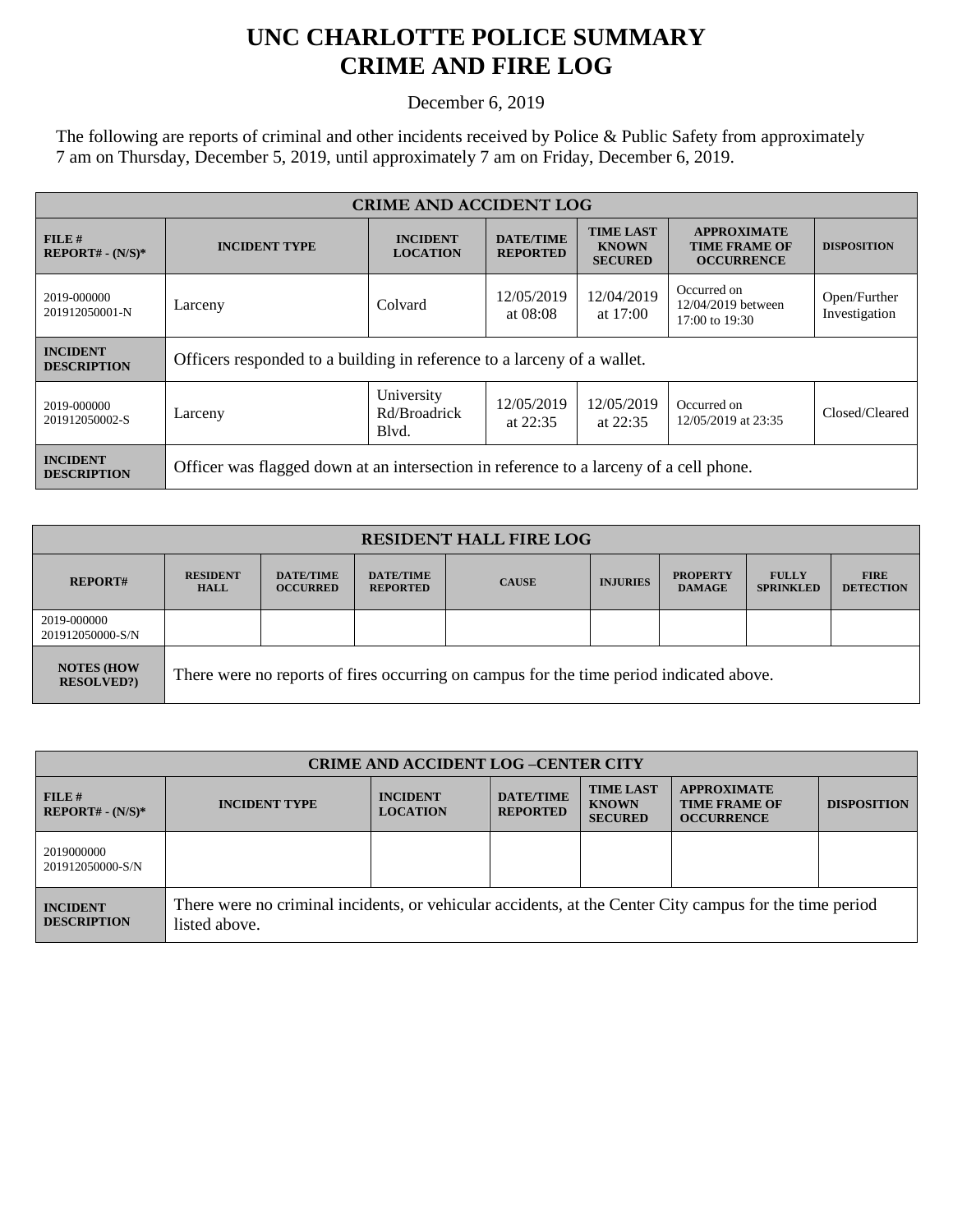# UNC CHARLOTTE POLICE SUMMARY
# CRIME AND FIRE LOG

December 6, 2019

The following are reports of criminal and other incidents received by Police & Public Safety from approximately 7 am on Thursday, December 5, 2019, until approximately 7 am on Friday, December 6, 2019.

| CRIME AND ACCIDENT LOG | | | | | | |
|---|---|---|---|---|---|---|
| **FILE # REPORT# - (N/S)*** | **INCIDENT TYPE** | **INCIDENT LOCATION** | **DATE/TIME REPORTED** | **TIME LAST KNOWN SECURED** | **APPROXIMATE TIME FRAME OF OCCURRENCE** | **DISPOSITION** |
| 2019-000000 201912050001-N | Larceny | Colvard | 12/05/2019 at 08:08 | 12/04/2019 at 17:00 | Occurred on 12/04/2019 between 17:00 to 19:30 | Open/Further Investigation |
| **INCIDENT DESCRIPTION** | Officers responded to a building in reference to a larceny of a wallet. | | | | | |
| 2019-000000 201912050002-S | Larceny | University Rd/Broadrick Blvd. | 12/05/2019 at 22:35 | 12/05/2019 at 22:35 | Occurred on 12/05/2019 at 23:35 | Closed/Cleared |
| **INCIDENT DESCRIPTION** | Officer was flagged down at an intersection in reference to a larceny of a cell phone. | | | | | |

| RESIDENT HALL FIRE LOG | | | | | | | | |
|---|---|---|---|---|---|---|---|---|
| **REPORT#** | **RESIDENT HALL** | **DATE/TIME OCCURRED** | **DATE/TIME REPORTED** | **CAUSE** | **INJURIES** | **PROPERTY DAMAGE** | **FULLY SPRINKLED** | **FIRE DETECTION** |
| 2019-000000 201912050000-S/N | | | | | | | | |
| **NOTES (HOW RESOLVED?)** | There were no reports of fires occurring on campus for the time period indicated above. | | | | | | | |

| CRIME AND ACCIDENT LOG –CENTER CITY | | | | | | |
|---|---|---|---|---|---|---|
| **FILE # REPORT# - (N/S)*** | **INCIDENT TYPE** | **INCIDENT LOCATION** | **DATE/TIME REPORTED** | **TIME LAST KNOWN SECURED** | **APPROXIMATE TIME FRAME OF OCCURRENCE** | **DISPOSITION** |
| 2019000000 201912050000-S/N | | | | | | |
| **INCIDENT DESCRIPTION** | There were no criminal incidents, or vehicular accidents, at the Center City campus for the time period listed above. | | | | | |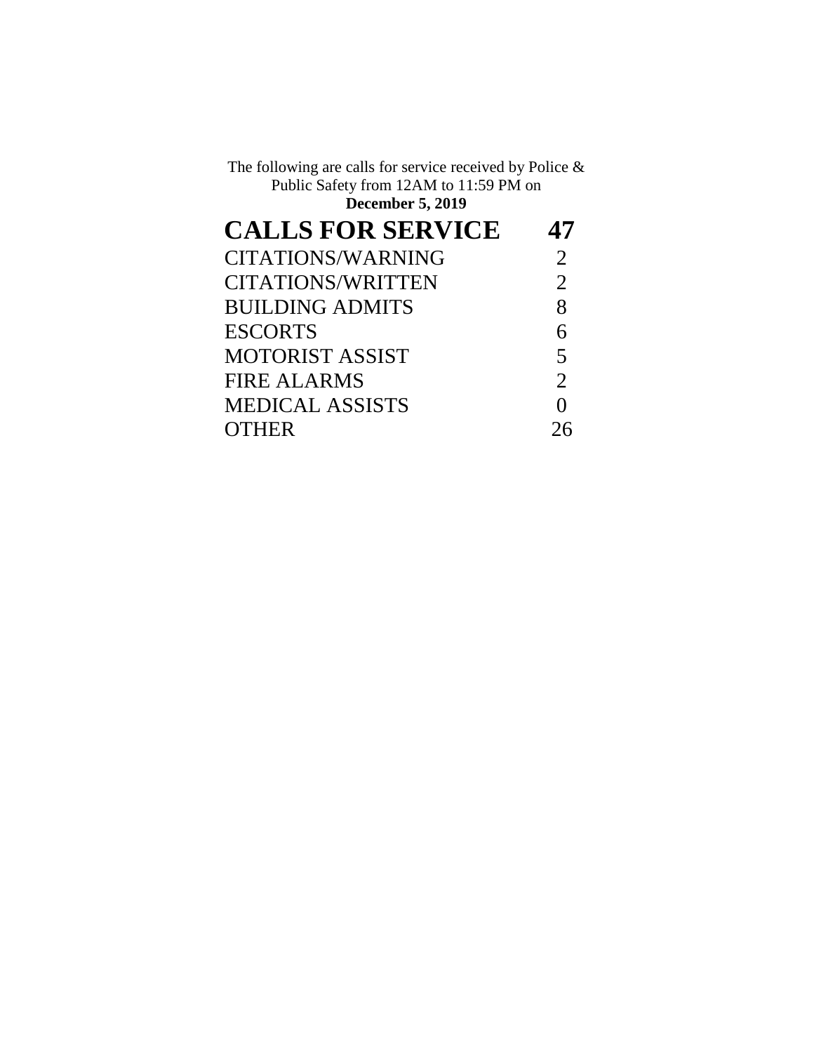The following are calls for service received by Police & Public Safety from 12AM to 11:59 PM on

**December 5, 2019**

| | |
|---|---|
| **CALLS FOR SERVICE** | **47** |
| CITATIONS/WARNING | 2 |
| CITATIONS/WRITTEN | 2 |
| BUILDING ADMITS | 8 |
| ESCORTS | 6 |
| MOTORIST ASSIST | 5 |
| FIRE ALARMS | 2 |
| MEDICAL ASSISTS | 0 |
| OTHER | 26 |